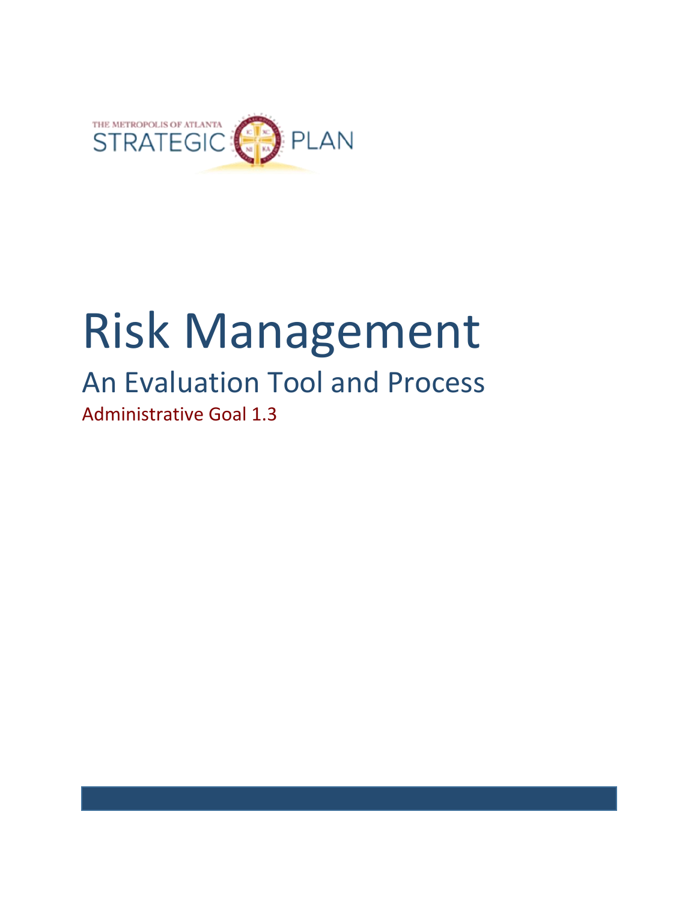THE METROPOLIS OF ATLANTA STRATEGIC PLAN

# Risk Management

## An Evaluation Tool and Process

### Administrative Goal 1.3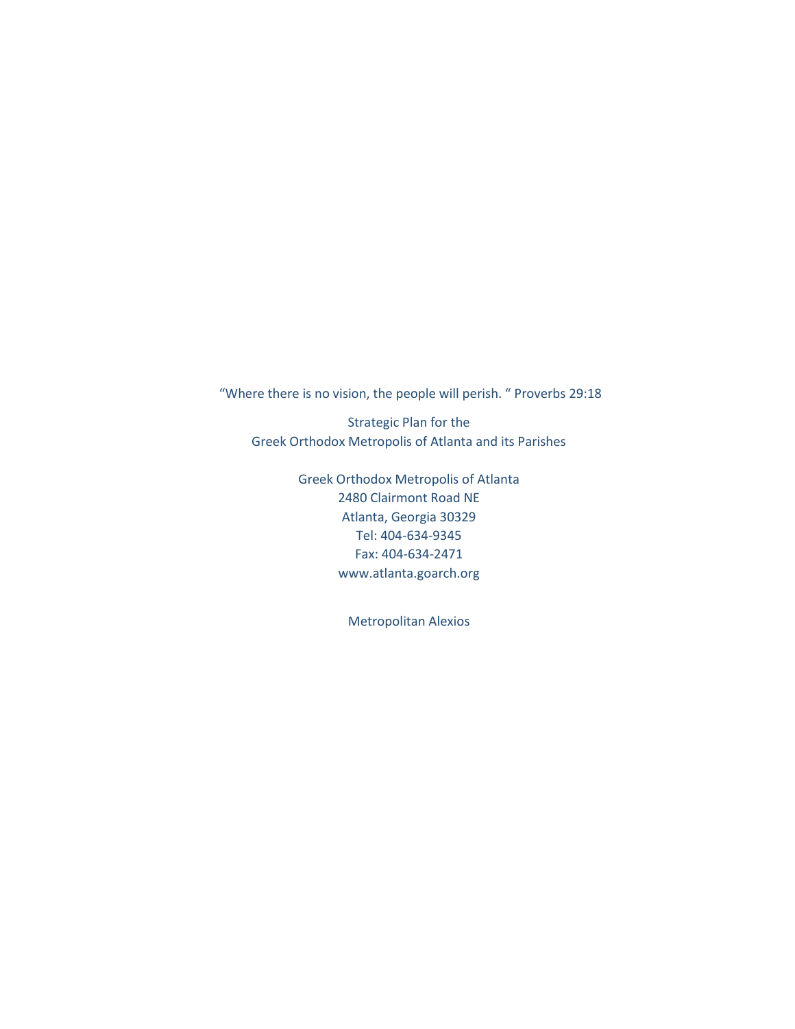"Where there is no vision, the people will perish. " Proverbs 29:18

Strategic Plan for the
Greek Orthodox Metropolis of Atlanta and its Parishes

Greek Orthodox Metropolis of Atlanta
2480 Clairmont Road NE
Atlanta, Georgia 30329
Tel: 404-634-9345
Fax: 404-634-2471
www.atlanta.goarch.org

Metropolitan Alexios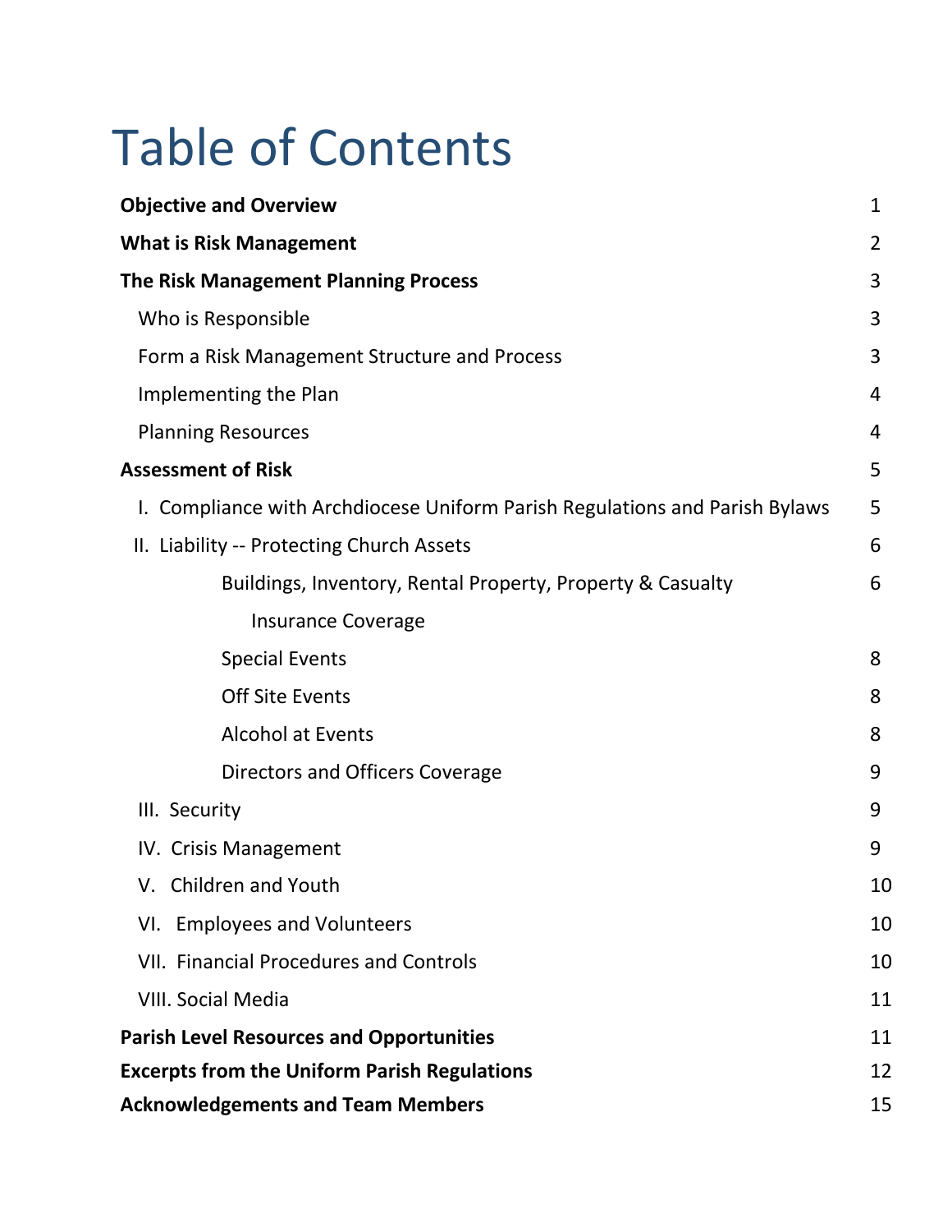# Table of Contents

| | |
|---|---|
| **Objective and Overview** | 1 |
| **What is Risk Management** | 2 |
| **The Risk Management Planning Process** | 3 |
| Who is Responsible | 3 |
| Form a Risk Management Structure and Process | 3 |
| Implementing the Plan | 4 |
| Planning Resources | 4 |
| **Assessment of Risk** | 5 |
| I. Compliance with Archdiocese Uniform Parish Regulations and Parish Bylaws | 5 |
| II. Liability -- Protecting Church Assets | 6 |
| Buildings, Inventory, Rental Property, Property & Casualty Insurance Coverage | 6 |
| Special Events | 8 |
| Off Site Events | 8 |
| Alcohol at Events | 8 |
| Directors and Officers Coverage | 9 |
| III. Security | 9 |
| IV. Crisis Management | 9 |
| V. Children and Youth | 10 |
| VI. Employees and Volunteers | 10 |
| VII. Financial Procedures and Controls | 10 |
| VIII. Social Media | 11 |
| **Parish Level Resources and Opportunities** | 11 |
| **Excerpts from the Uniform Parish Regulations** | 12 |
| **Acknowledgements and Team Members** | 15 |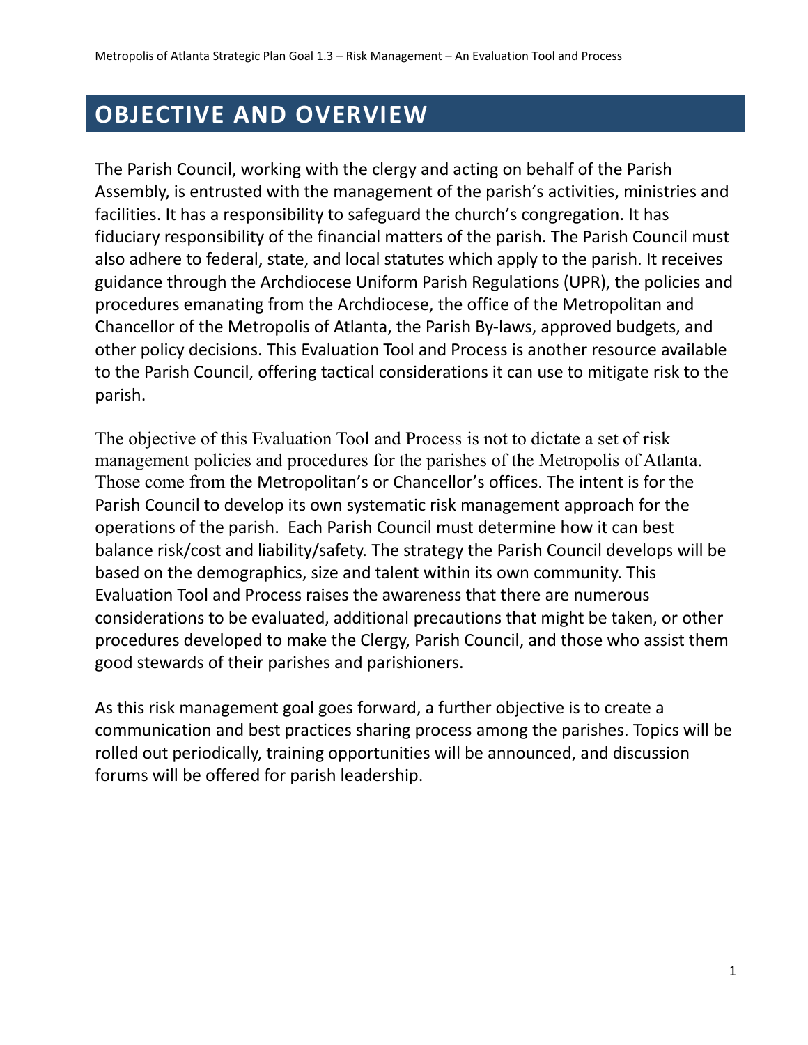# OBJECTIVE AND OVERVIEW

The Parish Council, working with the clergy and acting on behalf of the Parish Assembly, is entrusted with the management of the parish's activities, ministries and facilities. It has a responsibility to safeguard the church's congregation. It has fiduciary responsibility of the financial matters of the parish. The Parish Council must also adhere to federal, state, and local statutes which apply to the parish. It receives guidance through the Archdiocese Uniform Parish Regulations (UPR), the policies and procedures emanating from the Archdiocese, the office of the Metropolitan and Chancellor of the Metropolis of Atlanta, the Parish By-laws, approved budgets, and other policy decisions. This Evaluation Tool and Process is another resource available to the Parish Council, offering tactical considerations it can use to mitigate risk to the parish.

The objective of this Evaluation Tool and Process is not to dictate a set of risk management policies and procedures for the parishes of the Metropolis of Atlanta. Those come from the Metropolitan's or Chancellor's offices. The intent is for the Parish Council to develop its own systematic risk management approach for the operations of the parish. Each Parish Council must determine how it can best balance risk/cost and liability/safety. The strategy the Parish Council develops will be based on the demographics, size and talent within its own community. This Evaluation Tool and Process raises the awareness that there are numerous considerations to be evaluated, additional precautions that might be taken, or other procedures developed to make the Clergy, Parish Council, and those who assist them good stewards of their parishes and parishioners.

As this risk management goal goes forward, a further objective is to create a communication and best practices sharing process among the parishes. Topics will be rolled out periodically, training opportunities will be announced, and discussion forums will be offered for parish leadership.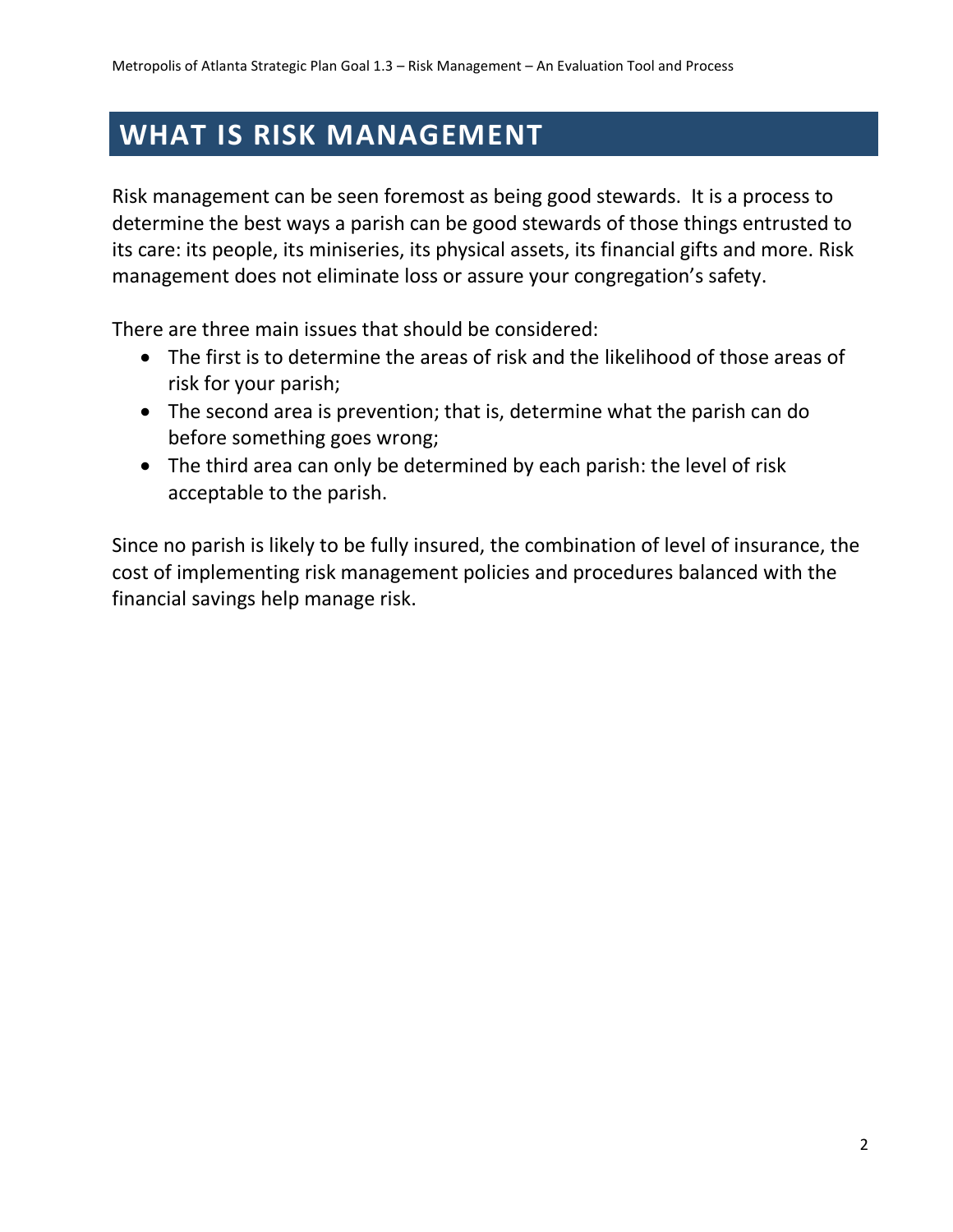# WHAT IS RISK MANAGEMENT

Risk management can be seen foremost as being good stewards. It is a process to determine the best ways a parish can be good stewards of those things entrusted to its care: its people, its miniseries, its physical assets, its financial gifts and more. Risk management does not eliminate loss or assure your congregation's safety.

There are three main issues that should be considered:

- The first is to determine the areas of risk and the likelihood of those areas of risk for your parish;
- The second area is prevention; that is, determine what the parish can do before something goes wrong;
- The third area can only be determined by each parish: the level of risk acceptable to the parish.

Since no parish is likely to be fully insured, the combination of level of insurance, the cost of implementing risk management policies and procedures balanced with the financial savings help manage risk.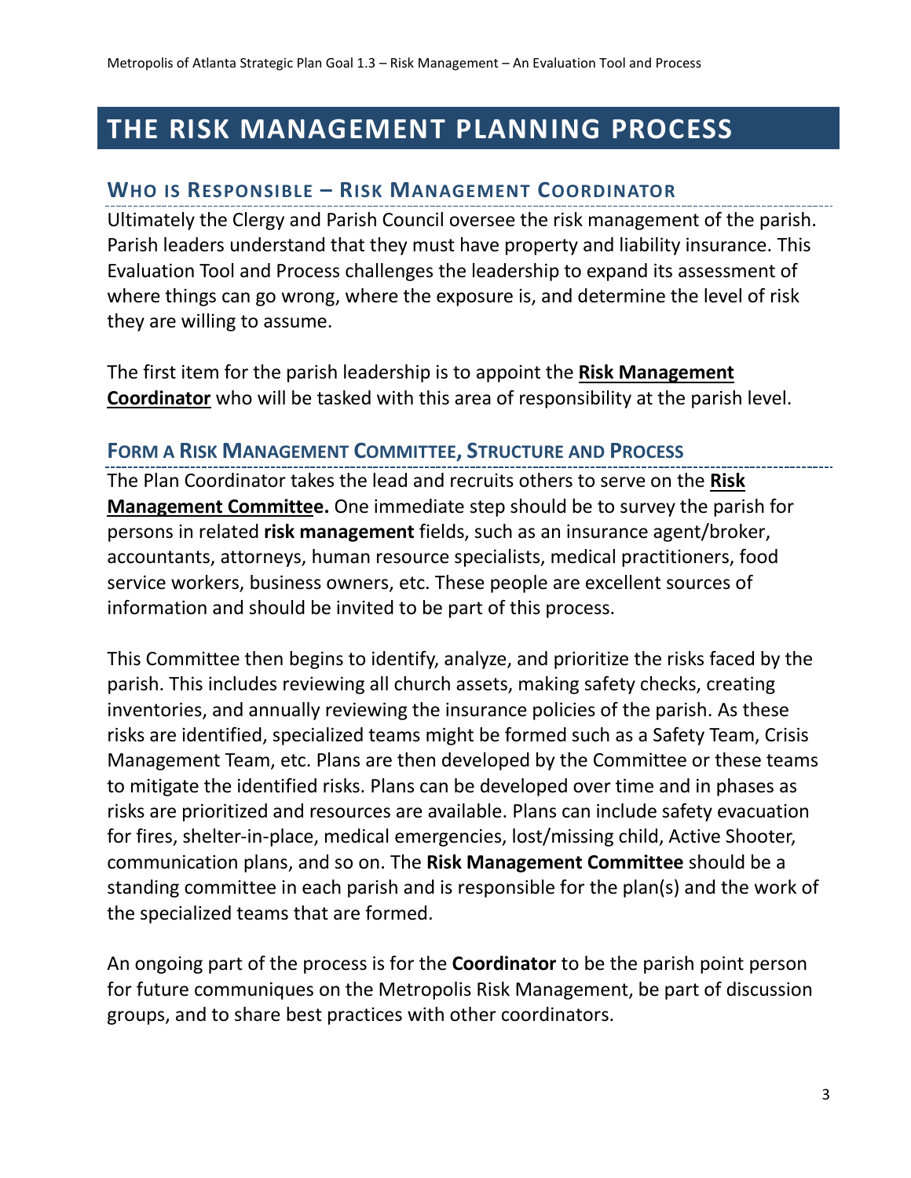# THE RISK MANAGEMENT PLANNING PROCESS

## WHO IS RESPONSIBLE – RISK MANAGEMENT COORDINATOR

Ultimately the Clergy and Parish Council oversee the risk management of the parish. Parish leaders understand that they must have property and liability insurance. This Evaluation Tool and Process challenges the leadership to expand its assessment of where things can go wrong, where the exposure is, and determine the level of risk they are willing to assume.

The first item for the parish leadership is to appoint the **Risk Management Coordinator** who will be tasked with this area of responsibility at the parish level.

## FORM A RISK MANAGEMENT COMMITTEE, STRUCTURE AND PROCESS

The Plan Coordinator takes the lead and recruits others to serve on the **Risk Management Committee.** One immediate step should be to survey the parish for persons in related **risk management** fields, such as an insurance agent/broker, accountants, attorneys, human resource specialists, medical practitioners, food service workers, business owners, etc. These people are excellent sources of information and should be invited to be part of this process.

This Committee then begins to identify, analyze, and prioritize the risks faced by the parish. This includes reviewing all church assets, making safety checks, creating inventories, and annually reviewing the insurance policies of the parish. As these risks are identified, specialized teams might be formed such as a Safety Team, Crisis Management Team, etc. Plans are then developed by the Committee or these teams to mitigate the identified risks. Plans can be developed over time and in phases as risks are prioritized and resources are available. Plans can include safety evacuation for fires, shelter-in-place, medical emergencies, lost/missing child, Active Shooter, communication plans, and so on. The **Risk Management Committee** should be a standing committee in each parish and is responsible for the plan(s) and the work of the specialized teams that are formed.

An ongoing part of the process is for the **Coordinator** to be the parish point person for future communiques on the Metropolis Risk Management, be part of discussion groups, and to share best practices with other coordinators.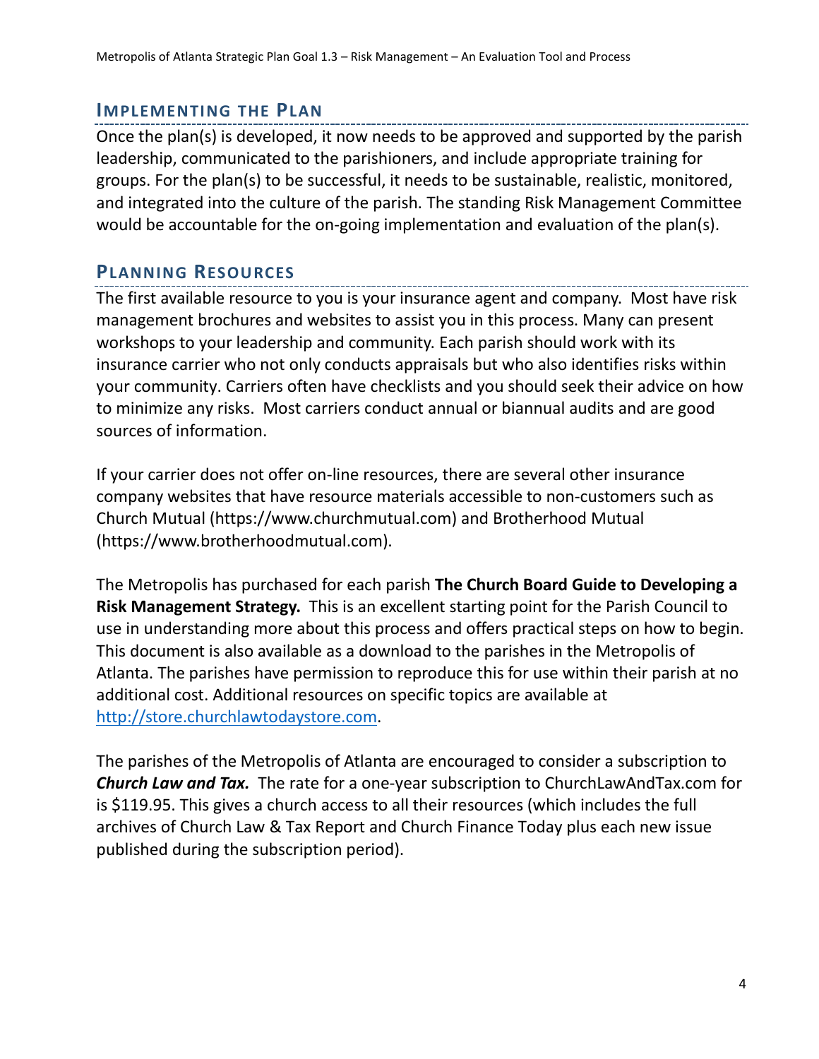## Implementing the Plan

Once the plan(s) is developed, it now needs to be approved and supported by the parish leadership, communicated to the parishioners, and include appropriate training for groups. For the plan(s) to be successful, it needs to be sustainable, realistic, monitored, and integrated into the culture of the parish. The standing Risk Management Committee would be accountable for the on-going implementation and evaluation of the plan(s).

## Planning Resources

The first available resource to you is your insurance agent and company. Most have risk management brochures and websites to assist you in this process. Many can present workshops to your leadership and community. Each parish should work with its insurance carrier who not only conducts appraisals but who also identifies risks within your community. Carriers often have checklists and you should seek their advice on how to minimize any risks. Most carriers conduct annual or biannual audits and are good sources of information.

If your carrier does not offer on-line resources, there are several other insurance company websites that have resource materials accessible to non-customers such as Church Mutual (https://www.churchmutual.com) and Brotherhood Mutual (https://www.brotherhoodmutual.com).

The Metropolis has purchased for each parish **The Church Board Guide to Developing a Risk Management Strategy.** This is an excellent starting point for the Parish Council to use in understanding more about this process and offers practical steps on how to begin. This document is also available as a download to the parishes in the Metropolis of Atlanta. The parishes have permission to reproduce this for use within their parish at no additional cost. Additional resources on specific topics are available at [http://store.churchlawtodaystore.com](http://store.churchlawtodaystore.com).

The parishes of the Metropolis of Atlanta are encouraged to consider a subscription to ***Church Law and Tax.*** The rate for a one-year subscription to ChurchLawAndTax.com for is $119.95. This gives a church access to all their resources (which includes the full archives of Church Law & Tax Report and Church Finance Today plus each new issue published during the subscription period).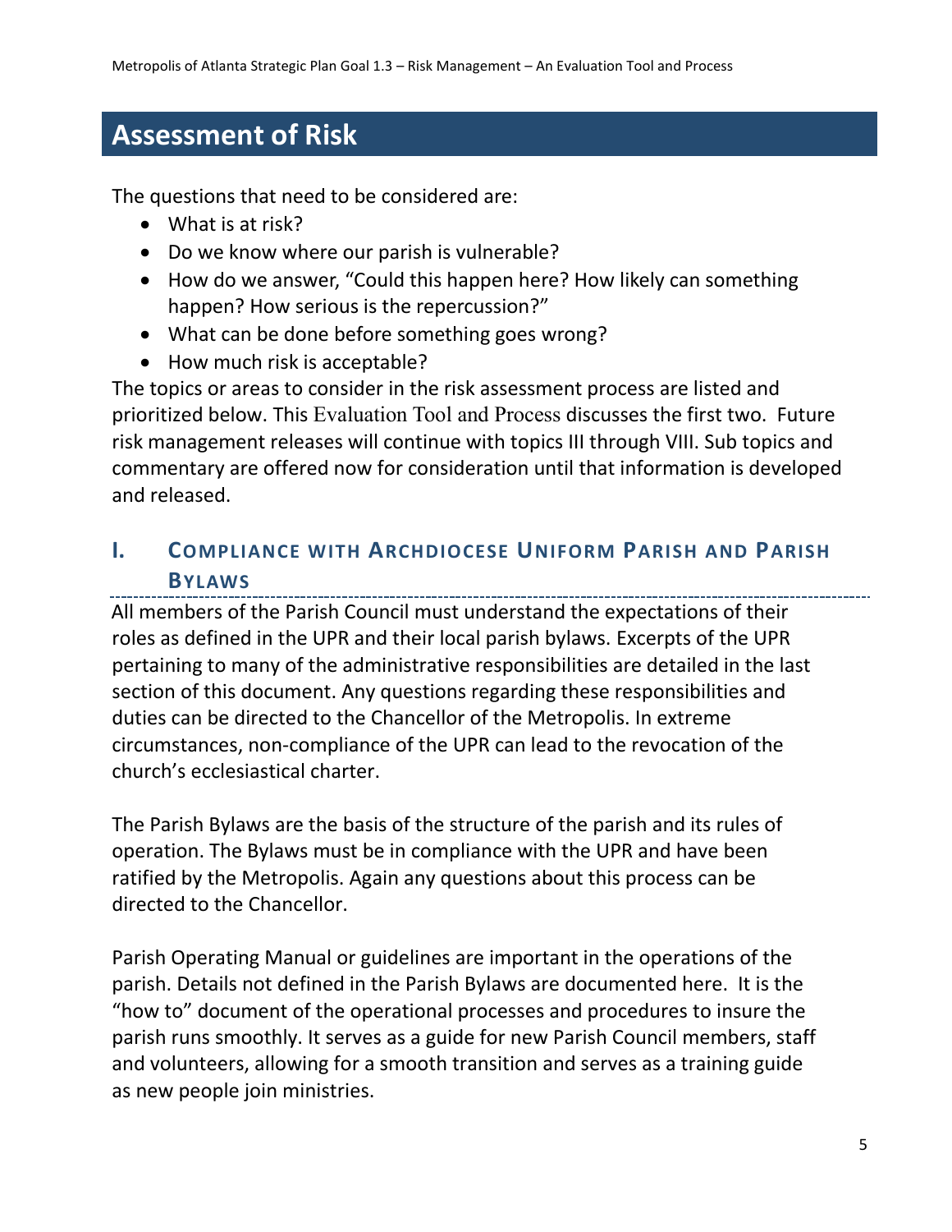## Assessment of Risk

The questions that need to be considered are:

- What is at risk?
- Do we know where our parish is vulnerable?
- How do we answer, "Could this happen here? How likely can something happen? How serious is the repercussion?"
- What can be done before something goes wrong?
- How much risk is acceptable?

The topics or areas to consider in the risk assessment process are listed and prioritized below. This Evaluation Tool and Process discusses the first two. Future risk management releases will continue with topics III through VIII. Sub topics and commentary are offered now for consideration until that information is developed and released.

### I. Compliance with Archdiocese Uniform Parish and Parish Bylaws

All members of the Parish Council must understand the expectations of their roles as defined in the UPR and their local parish bylaws. Excerpts of the UPR pertaining to many of the administrative responsibilities are detailed in the last section of this document. Any questions regarding these responsibilities and duties can be directed to the Chancellor of the Metropolis. In extreme circumstances, non-compliance of the UPR can lead to the revocation of the church's ecclesiastical charter.

The Parish Bylaws are the basis of the structure of the parish and its rules of operation. The Bylaws must be in compliance with the UPR and have been ratified by the Metropolis. Again any questions about this process can be directed to the Chancellor.

Parish Operating Manual or guidelines are important in the operations of the parish. Details not defined in the Parish Bylaws are documented here. It is the "how to" document of the operational processes and procedures to insure the parish runs smoothly. It serves as a guide for new Parish Council members, staff and volunteers, allowing for a smooth transition and serves as a training guide as new people join ministries.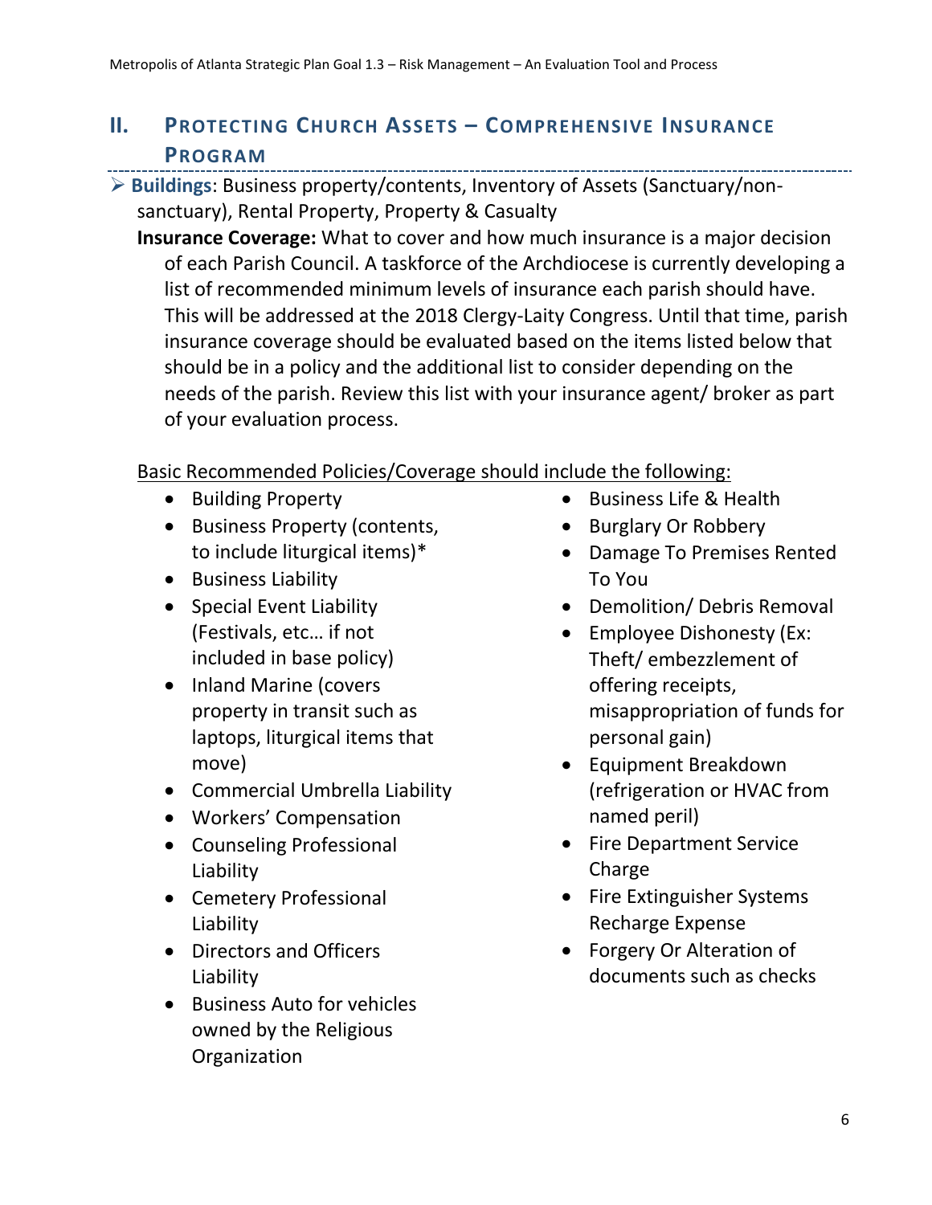## II. Protecting Church Assets – Comprehensive Insurance Program

- **Buildings**: Business property/contents, Inventory of Assets (Sanctuary/non-sanctuary), Rental Property, Property & Casualty

  **Insurance Coverage:** What to cover and how much insurance is a major decision of each Parish Council. A taskforce of the Archdiocese is currently developing a list of recommended minimum levels of insurance each parish should have. This will be addressed at the 2018 Clergy-Laity Congress. Until that time, parish insurance coverage should be evaluated based on the items listed below that should be in a policy and the additional list to consider depending on the needs of the parish. Review this list with your insurance agent/ broker as part of your evaluation process.

  <u>Basic Recommended Policies/Coverage should include the following:</u>

  - Building Property
  - Business Property (contents, to include liturgical items)*
  - Business Liability
  - Special Event Liability (Festivals, etc… if not included in base policy)
  - Inland Marine (covers property in transit such as laptops, liturgical items that move)
  - Commercial Umbrella Liability
  - Workers' Compensation
  - Counseling Professional Liability
  - Cemetery Professional Liability
  - Directors and Officers Liability
  - Business Auto for vehicles owned by the Religious Organization
  - Business Life & Health
  - Burglary Or Robbery
  - Damage To Premises Rented To You
  - Demolition/ Debris Removal
  - Employee Dishonesty (Ex: Theft/ embezzlement of offering receipts, misappropriation of funds for personal gain)
  - Equipment Breakdown (refrigeration or HVAC from named peril)
  - Fire Department Service Charge
  - Fire Extinguisher Systems Recharge Expense
  - Forgery Or Alteration of documents such as checks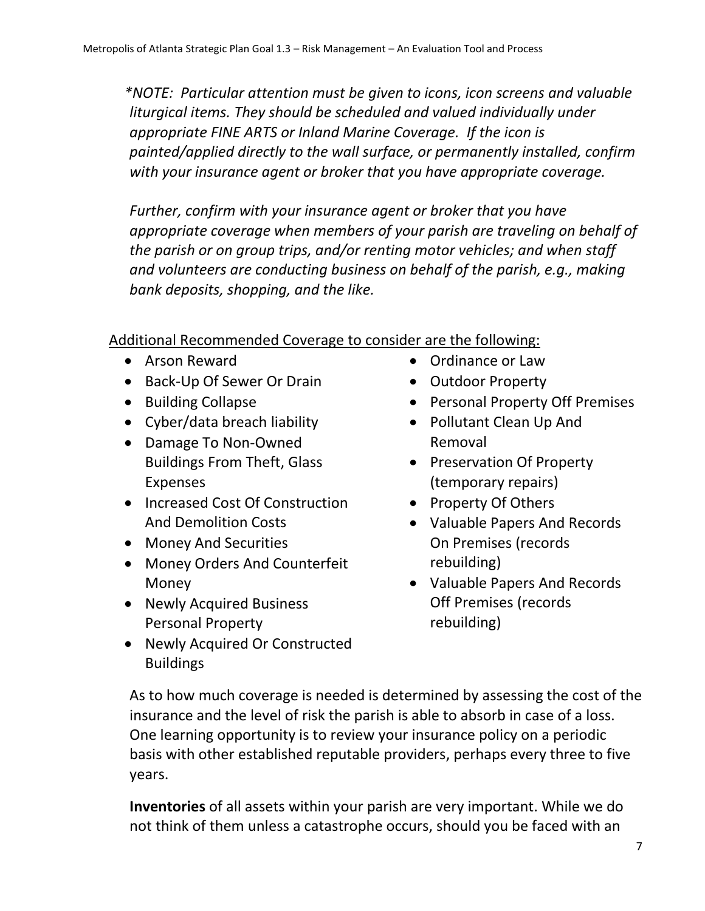*\*NOTE: Particular attention must be given to icons, icon screens and valuable liturgical items. They should be scheduled and valued individually under appropriate FINE ARTS or Inland Marine Coverage. If the icon is painted/applied directly to the wall surface, or permanently installed, confirm with your insurance agent or broker that you have appropriate coverage.*

*Further, confirm with your insurance agent or broker that you have appropriate coverage when members of your parish are traveling on behalf of the parish or on group trips, and/or renting motor vehicles; and when staff and volunteers are conducting business on behalf of the parish, e.g., making bank deposits, shopping, and the like.*

<u>Additional Recommended Coverage to consider are the following:</u>

- Arson Reward
- Back-Up Of Sewer Or Drain
- Building Collapse
- Cyber/data breach liability
- Damage To Non-Owned Buildings From Theft, Glass Expenses
- Increased Cost Of Construction And Demolition Costs
- Money And Securities
- Money Orders And Counterfeit Money
- Newly Acquired Business Personal Property
- Newly Acquired Or Constructed Buildings
- Ordinance or Law
- Outdoor Property
- Personal Property Off Premises
- Pollutant Clean Up And Removal
- Preservation Of Property (temporary repairs)
- Property Of Others
- Valuable Papers And Records On Premises (records rebuilding)
- Valuable Papers And Records Off Premises (records rebuilding)

As to how much coverage is needed is determined by assessing the cost of the insurance and the level of risk the parish is able to absorb in case of a loss. One learning opportunity is to review your insurance policy on a periodic basis with other established reputable providers, perhaps every three to five years.

**Inventories** of all assets within your parish are very important. While we do not think of them unless a catastrophe occurs, should you be faced with an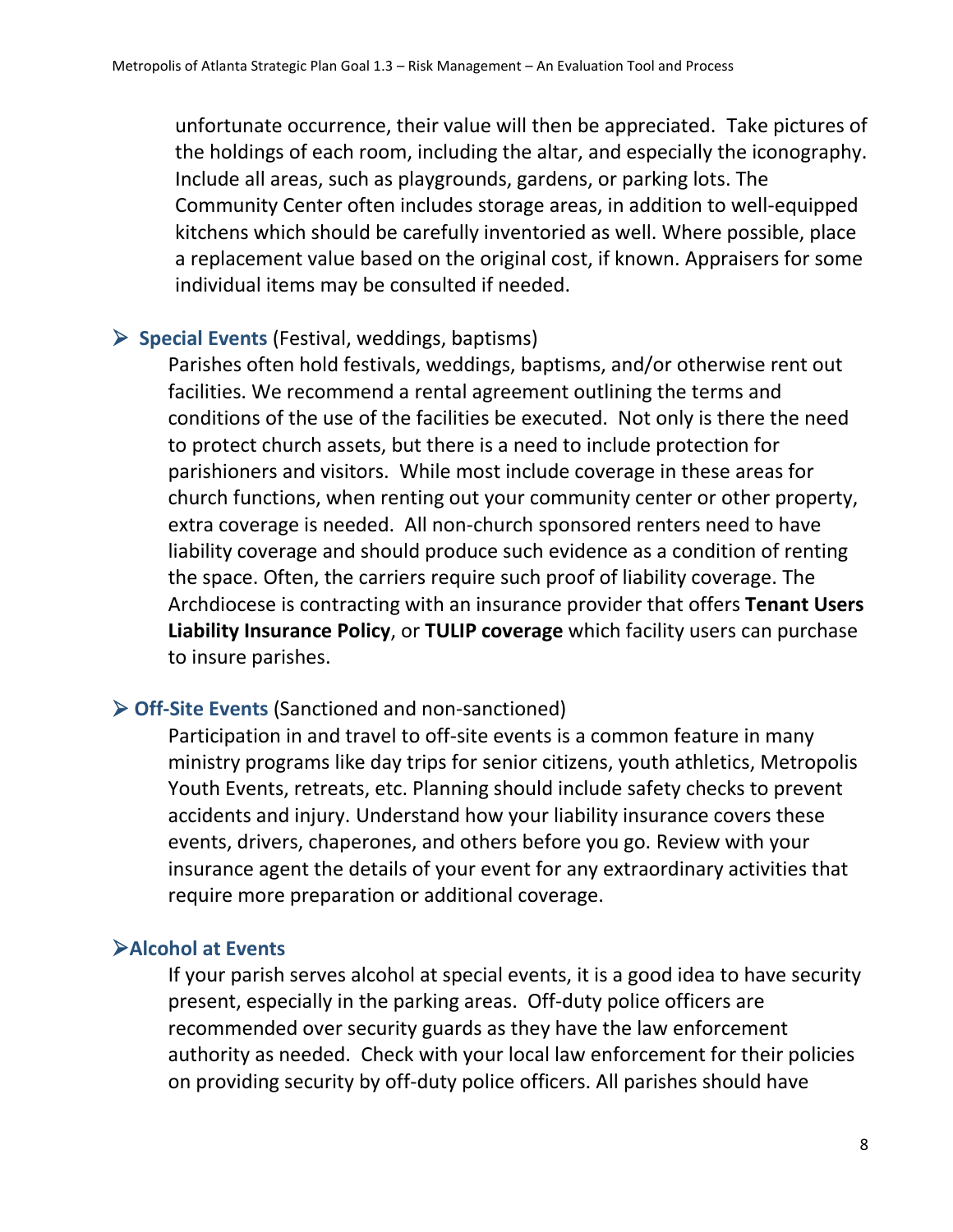unfortunate occurrence, their value will then be appreciated. Take pictures of the holdings of each room, including the altar, and especially the iconography. Include all areas, such as playgrounds, gardens, or parking lots. The Community Center often includes storage areas, in addition to well-equipped kitchens which should be carefully inventoried as well. Where possible, place a replacement value based on the original cost, if known. Appraisers for some individual items may be consulted if needed.

- **Special Events** (Festival, weddings, baptisms)

  Parishes often hold festivals, weddings, baptisms, and/or otherwise rent out facilities. We recommend a rental agreement outlining the terms and conditions of the use of the facilities be executed. Not only is there the need to protect church assets, but there is a need to include protection for parishioners and visitors. While most include coverage in these areas for church functions, when renting out your community center or other property, extra coverage is needed. All non-church sponsored renters need to have liability coverage and should produce such evidence as a condition of renting the space. Often, the carriers require such proof of liability coverage. The Archdiocese is contracting with an insurance provider that offers **Tenant Users Liability Insurance Policy**, or **TULIP coverage** which facility users can purchase to insure parishes.

- **Off-Site Events** (Sanctioned and non-sanctioned)

  Participation in and travel to off-site events is a common feature in many ministry programs like day trips for senior citizens, youth athletics, Metropolis Youth Events, retreats, etc. Planning should include safety checks to prevent accidents and injury. Understand how your liability insurance covers these events, drivers, chaperones, and others before you go. Review with your insurance agent the details of your event for any extraordinary activities that require more preparation or additional coverage.

- **Alcohol at Events**

  If your parish serves alcohol at special events, it is a good idea to have security present, especially in the parking areas. Off-duty police officers are recommended over security guards as they have the law enforcement authority as needed. Check with your local law enforcement for their policies on providing security by off-duty police officers. All parishes should have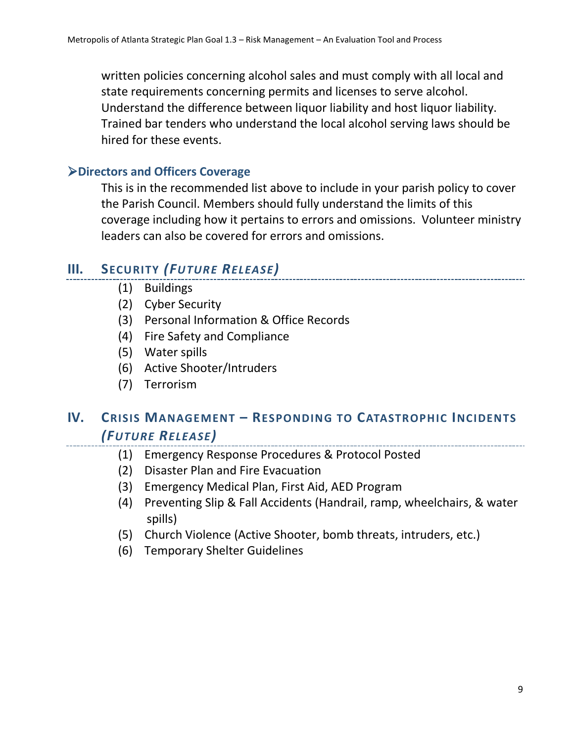written policies concerning alcohol sales and must comply with all local and state requirements concerning permits and licenses to serve alcohol. Understand the difference between liquor liability and host liquor liability. Trained bar tenders who understand the local alcohol serving laws should be hired for these events.

### ➢Directors and Officers Coverage

This is in the recommended list above to include in your parish policy to cover the Parish Council. Members should fully understand the limits of this coverage including how it pertains to errors and omissions. Volunteer ministry leaders can also be covered for errors and omissions.

## III. Security *(Future Release)*

(1) Buildings
(2) Cyber Security
(3) Personal Information & Office Records
(4) Fire Safety and Compliance
(5) Water spills
(6) Active Shooter/Intruders
(7) Terrorism

## IV. Crisis Management – Responding to Catastrophic Incidents *(Future Release)*

(1) Emergency Response Procedures & Protocol Posted
(2) Disaster Plan and Fire Evacuation
(3) Emergency Medical Plan, First Aid, AED Program
(4) Preventing Slip & Fall Accidents (Handrail, ramp, wheelchairs, & water spills)
(5) Church Violence (Active Shooter, bomb threats, intruders, etc.)
(6) Temporary Shelter Guidelines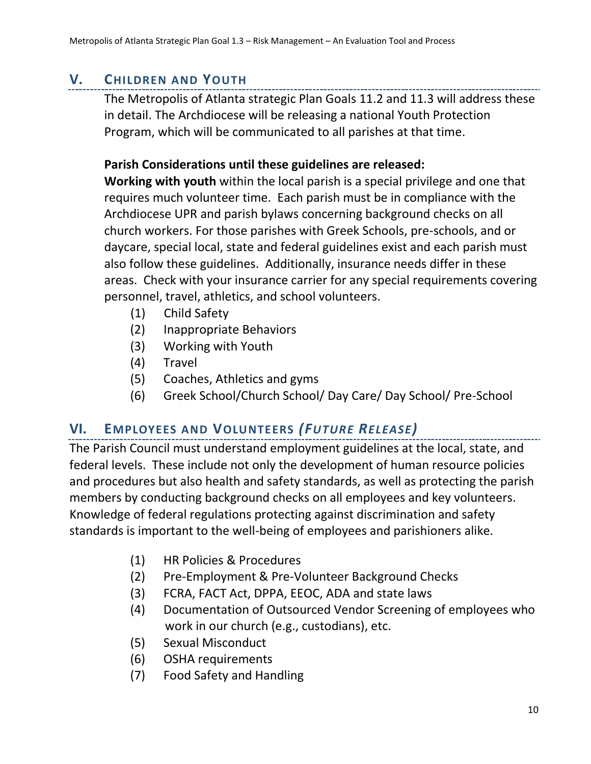## V. Children and Youth

The Metropolis of Atlanta strategic Plan Goals 11.2 and 11.3 will address these in detail. The Archdiocese will be releasing a national Youth Protection Program, which will be communicated to all parishes at that time.

**Parish Considerations until these guidelines are released:**

**Working with youth** within the local parish is a special privilege and one that requires much volunteer time. Each parish must be in compliance with the Archdiocese UPR and parish bylaws concerning background checks on all church workers. For those parishes with Greek Schools, pre-schools, and or daycare, special local, state and federal guidelines exist and each parish must also follow these guidelines. Additionally, insurance needs differ in these areas. Check with your insurance carrier for any special requirements covering personnel, travel, athletics, and school volunteers.

(1) Child Safety
(2) Inappropriate Behaviors
(3) Working with Youth
(4) Travel
(5) Coaches, Athletics and gyms
(6) Greek School/Church School/ Day Care/ Day School/ Pre-School

## VI. Employees and Volunteers *(Future Release)*

The Parish Council must understand employment guidelines at the local, state, and federal levels. These include not only the development of human resource policies and procedures but also health and safety standards, as well as protecting the parish members by conducting background checks on all employees and key volunteers. Knowledge of federal regulations protecting against discrimination and safety standards is important to the well-being of employees and parishioners alike.

(1) HR Policies & Procedures
(2) Pre-Employment & Pre-Volunteer Background Checks
(3) FCRA, FACT Act, DPPA, EEOC, ADA and state laws
(4) Documentation of Outsourced Vendor Screening of employees who work in our church (e.g., custodians), etc.
(5) Sexual Misconduct
(6) OSHA requirements
(7) Food Safety and Handling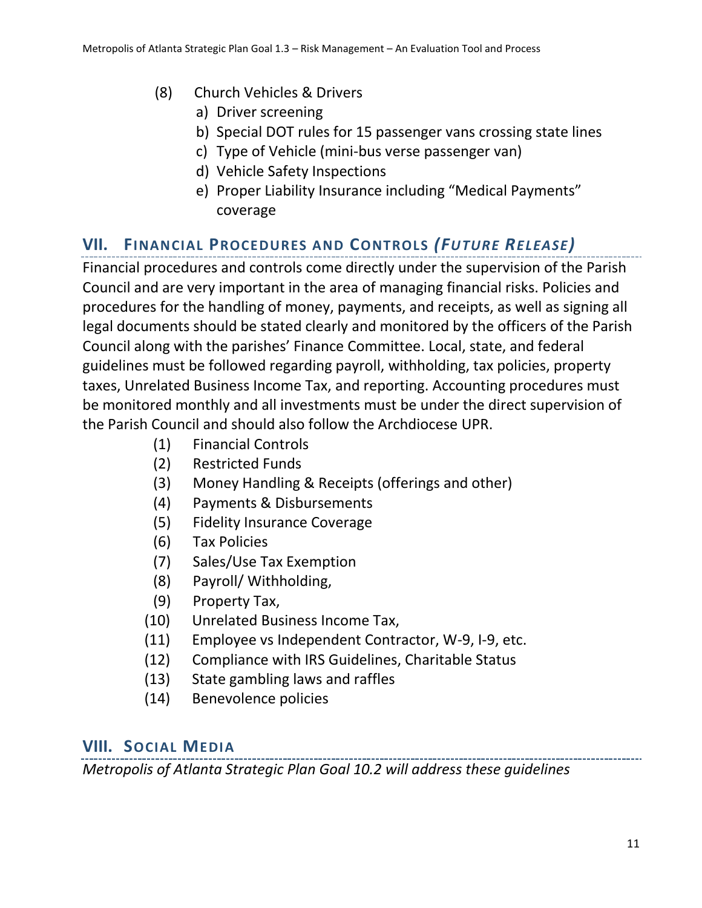(8) Church Vehicles & Drivers
   a) Driver screening
   b) Special DOT rules for 15 passenger vans crossing state lines
   c) Type of Vehicle (mini-bus verse passenger van)
   d) Vehicle Safety Inspections
   e) Proper Liability Insurance including "Medical Payments" coverage

## VII. FINANCIAL PROCEDURES AND CONTROLS *(FUTURE RELEASE)*

Financial procedures and controls come directly under the supervision of the Parish Council and are very important in the area of managing financial risks. Policies and procedures for the handling of money, payments, and receipts, as well as signing all legal documents should be stated clearly and monitored by the officers of the Parish Council along with the parishes' Finance Committee. Local, state, and federal guidelines must be followed regarding payroll, withholding, tax policies, property taxes, Unrelated Business Income Tax, and reporting. Accounting procedures must be monitored monthly and all investments must be under the direct supervision of the Parish Council and should also follow the Archdiocese UPR.

(1) Financial Controls
(2) Restricted Funds
(3) Money Handling & Receipts (offerings and other)
(4) Payments & Disbursements
(5) Fidelity Insurance Coverage
(6) Tax Policies
(7) Sales/Use Tax Exemption
(8) Payroll/ Withholding,
(9) Property Tax,
(10) Unrelated Business Income Tax,
(11) Employee vs Independent Contractor, W-9, I-9, etc.
(12) Compliance with IRS Guidelines, Charitable Status
(13) State gambling laws and raffles
(14) Benevolence policies

## VIII. SOCIAL MEDIA

*Metropolis of Atlanta Strategic Plan Goal 10.2 will address these guidelines*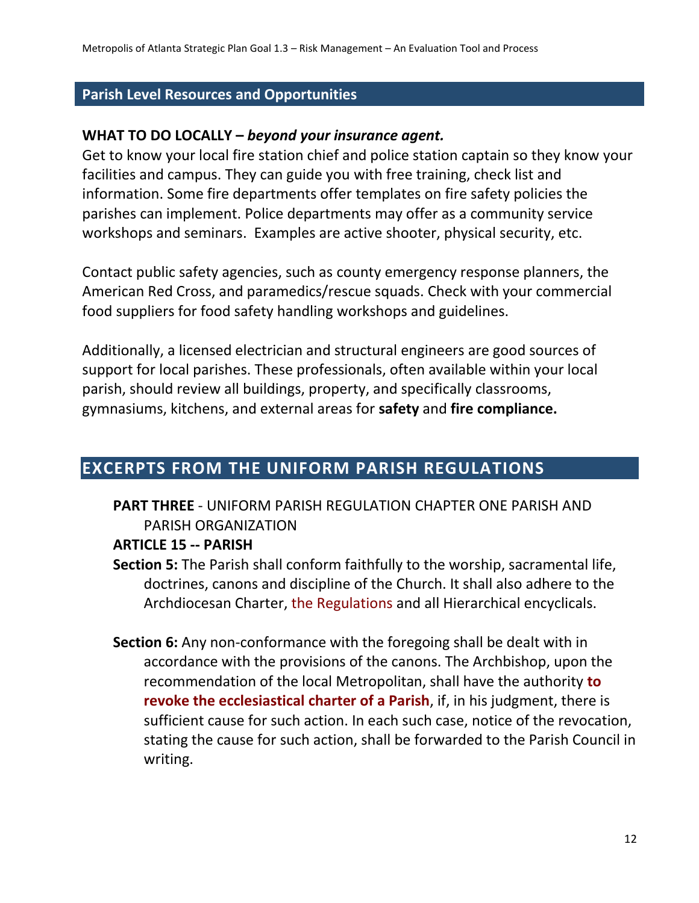## Parish Level Resources and Opportunities

**WHAT TO DO LOCALLY – *beyond your insurance agent.***

Get to know your local fire station chief and police station captain so they know your facilities and campus. They can guide you with free training, check list and information. Some fire departments offer templates on fire safety policies the parishes can implement. Police departments may offer as a community service workshops and seminars. Examples are active shooter, physical security, etc.

Contact public safety agencies, such as county emergency response planners, the American Red Cross, and paramedics/rescue squads. Check with your commercial food suppliers for food safety handling workshops and guidelines.

Additionally, a licensed electrician and structural engineers are good sources of support for local parishes. These professionals, often available within your local parish, should review all buildings, property, and specifically classrooms, gymnasiums, kitchens, and external areas for **safety** and **fire compliance.**

## EXCERPTS FROM THE UNIFORM PARISH REGULATIONS

**PART THREE** - UNIFORM PARISH REGULATION CHAPTER ONE PARISH AND PARISH ORGANIZATION

**ARTICLE 15 -- PARISH**

**Section 5:** The Parish shall conform faithfully to the worship, sacramental life, doctrines, canons and discipline of the Church. It shall also adhere to the Archdiocesan Charter, the Regulations and all Hierarchical encyclicals.

**Section 6:** Any non-conformance with the foregoing shall be dealt with in accordance with the provisions of the canons. The Archbishop, upon the recommendation of the local Metropolitan, shall have the authority **to revoke the ecclesiastical charter of a Parish**, if, in his judgment, there is sufficient cause for such action. In each such case, notice of the revocation, stating the cause for such action, shall be forwarded to the Parish Council in writing.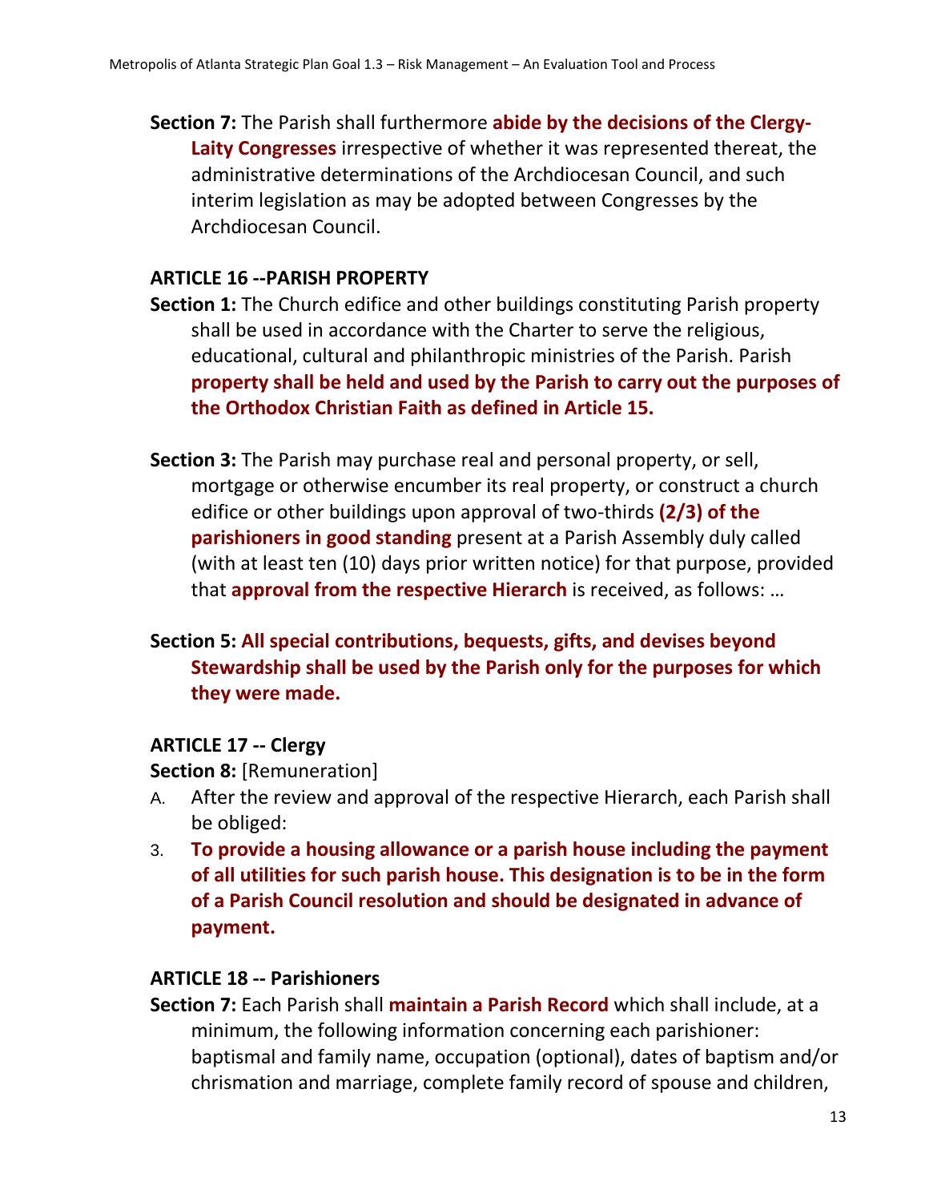**Section 7:** The Parish shall furthermore **abide by the decisions of the Clergy-Laity Congresses** irrespective of whether it was represented thereat, the administrative determinations of the Archdiocesan Council, and such interim legislation as may be adopted between Congresses by the Archdiocesan Council.

### ARTICLE 16 --PARISH PROPERTY

**Section 1:** The Church edifice and other buildings constituting Parish property shall be used in accordance with the Charter to serve the religious, educational, cultural and philanthropic ministries of the Parish. Parish **property shall be held and used by the Parish to carry out the purposes of the Orthodox Christian Faith as defined in Article 15.**

**Section 3:** The Parish may purchase real and personal property, or sell, mortgage or otherwise encumber its real property, or construct a church edifice or other buildings upon approval of two-thirds **(2/3) of the parishioners in good standing** present at a Parish Assembly duly called (with at least ten (10) days prior written notice) for that purpose, provided that **approval from the respective Hierarch** is received, as follows: …

**Section 5: All special contributions, bequests, gifts, and devises beyond Stewardship shall be used by the Parish only for the purposes for which they were made.**

### ARTICLE 17 -- Clergy

**Section 8:** [Remuneration]

A. After the review and approval of the respective Hierarch, each Parish shall be obliged:

3. **To provide a housing allowance or a parish house including the payment of all utilities for such parish house. This designation is to be in the form of a Parish Council resolution and should be designated in advance of payment.**

### ARTICLE 18 -- Parishioners

**Section 7:** Each Parish shall **maintain a Parish Record** which shall include, at a minimum, the following information concerning each parishioner: baptismal and family name, occupation (optional), dates of baptism and/or chrismation and marriage, complete family record of spouse and children,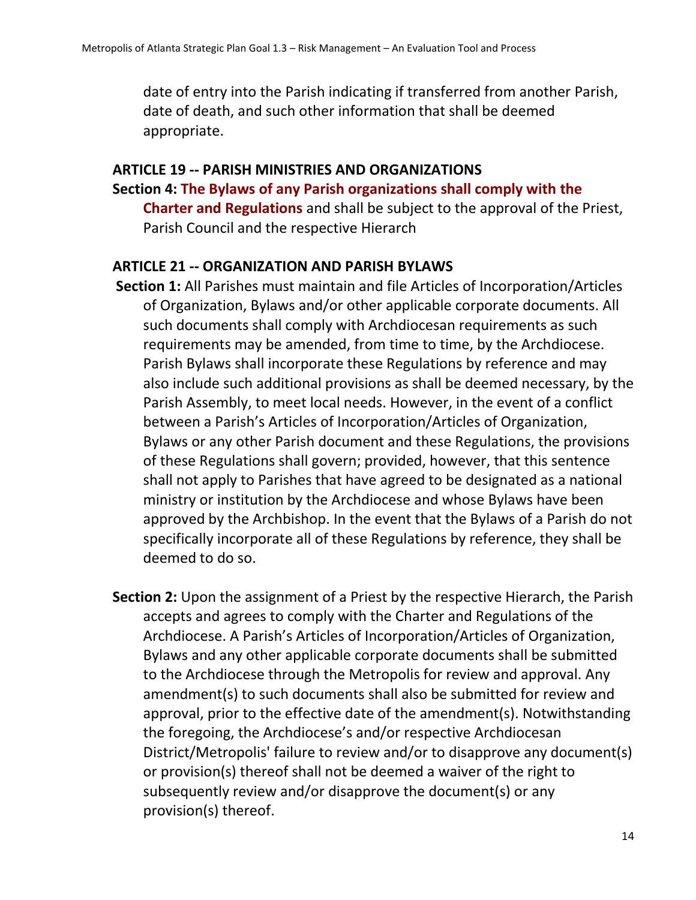date of entry into the Parish indicating if transferred from another Parish, date of death, and such other information that shall be deemed appropriate.

**ARTICLE 19 -- PARISH MINISTRIES AND ORGANIZATIONS**

**Section 4:** **The Bylaws of any Parish organizations shall comply with the Charter and Regulations** and shall be subject to the approval of the Priest, Parish Council and the respective Hierarch

**ARTICLE 21 -- ORGANIZATION AND PARISH BYLAWS**

**Section 1:** All Parishes must maintain and file Articles of Incorporation/Articles of Organization, Bylaws and/or other applicable corporate documents. All such documents shall comply with Archdiocesan requirements as such requirements may be amended, from time to time, by the Archdiocese. Parish Bylaws shall incorporate these Regulations by reference and may also include such additional provisions as shall be deemed necessary, by the Parish Assembly, to meet local needs. However, in the event of a conflict between a Parish's Articles of Incorporation/Articles of Organization, Bylaws or any other Parish document and these Regulations, the provisions of these Regulations shall govern; provided, however, that this sentence shall not apply to Parishes that have agreed to be designated as a national ministry or institution by the Archdiocese and whose Bylaws have been approved by the Archbishop. In the event that the Bylaws of a Parish do not specifically incorporate all of these Regulations by reference, they shall be deemed to do so.

**Section 2:** Upon the assignment of a Priest by the respective Hierarch, the Parish accepts and agrees to comply with the Charter and Regulations of the Archdiocese. A Parish's Articles of Incorporation/Articles of Organization, Bylaws and any other applicable corporate documents shall be submitted to the Archdiocese through the Metropolis for review and approval. Any amendment(s) to such documents shall also be submitted for review and approval, prior to the effective date of the amendment(s). Notwithstanding the foregoing, the Archdiocese's and/or respective Archdiocesan District/Metropolis' failure to review and/or to disapprove any document(s) or provision(s) thereof shall not be deemed a waiver of the right to subsequently review and/or disapprove the document(s) or any provision(s) thereof.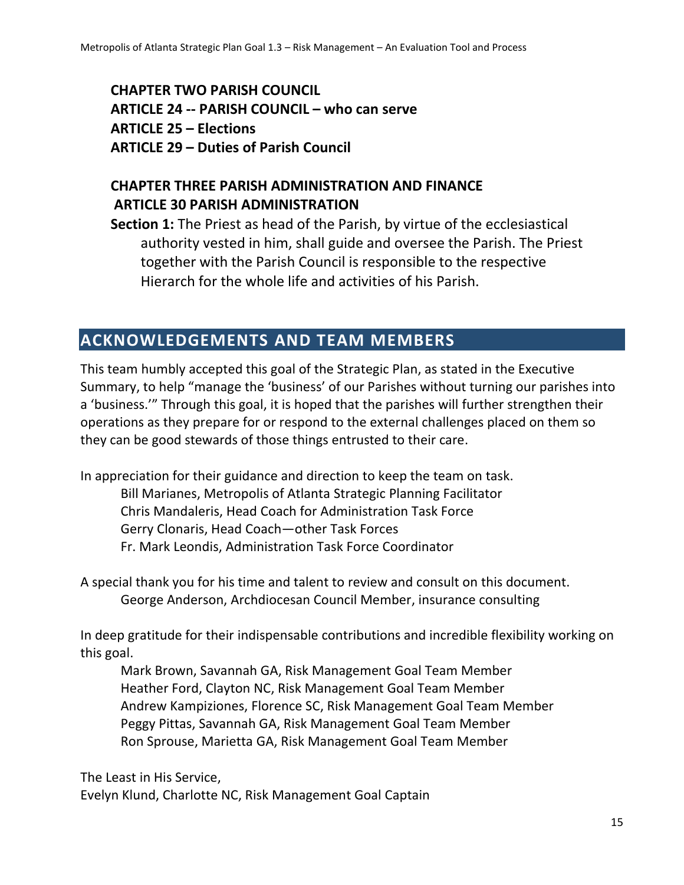**CHAPTER TWO PARISH COUNCIL**
**ARTICLE 24 -- PARISH COUNCIL – who can serve**
**ARTICLE 25 – Elections**
**ARTICLE 29 – Duties of Parish Council**

**CHAPTER THREE PARISH ADMINISTRATION AND FINANCE**
**ARTICLE 30 PARISH ADMINISTRATION**

**Section 1:** The Priest as head of the Parish, by virtue of the ecclesiastical authority vested in him, shall guide and oversee the Parish. The Priest together with the Parish Council is responsible to the respective Hierarch for the whole life and activities of his Parish.

## ACKNOWLEDGEMENTS AND TEAM MEMBERS

This team humbly accepted this goal of the Strategic Plan, as stated in the Executive Summary, to help "manage the 'business' of our Parishes without turning our parishes into a 'business.'" Through this goal, it is hoped that the parishes will further strengthen their operations as they prepare for or respond to the external challenges placed on them so they can be good stewards of those things entrusted to their care.

In appreciation for their guidance and direction to keep the team on task.

Bill Marianes, Metropolis of Atlanta Strategic Planning Facilitator
Chris Mandaleris, Head Coach for Administration Task Force
Gerry Clonaris, Head Coach—other Task Forces
Fr. Mark Leondis, Administration Task Force Coordinator

A special thank you for his time and talent to review and consult on this document.

George Anderson, Archdiocesan Council Member, insurance consulting

In deep gratitude for their indispensable contributions and incredible flexibility working on this goal.

Mark Brown, Savannah GA, Risk Management Goal Team Member
Heather Ford, Clayton NC, Risk Management Goal Team Member
Andrew Kampiziones, Florence SC, Risk Management Goal Team Member
Peggy Pittas, Savannah GA, Risk Management Goal Team Member
Ron Sprouse, Marietta GA, Risk Management Goal Team Member

The Least in His Service,
Evelyn Klund, Charlotte NC, Risk Management Goal Captain